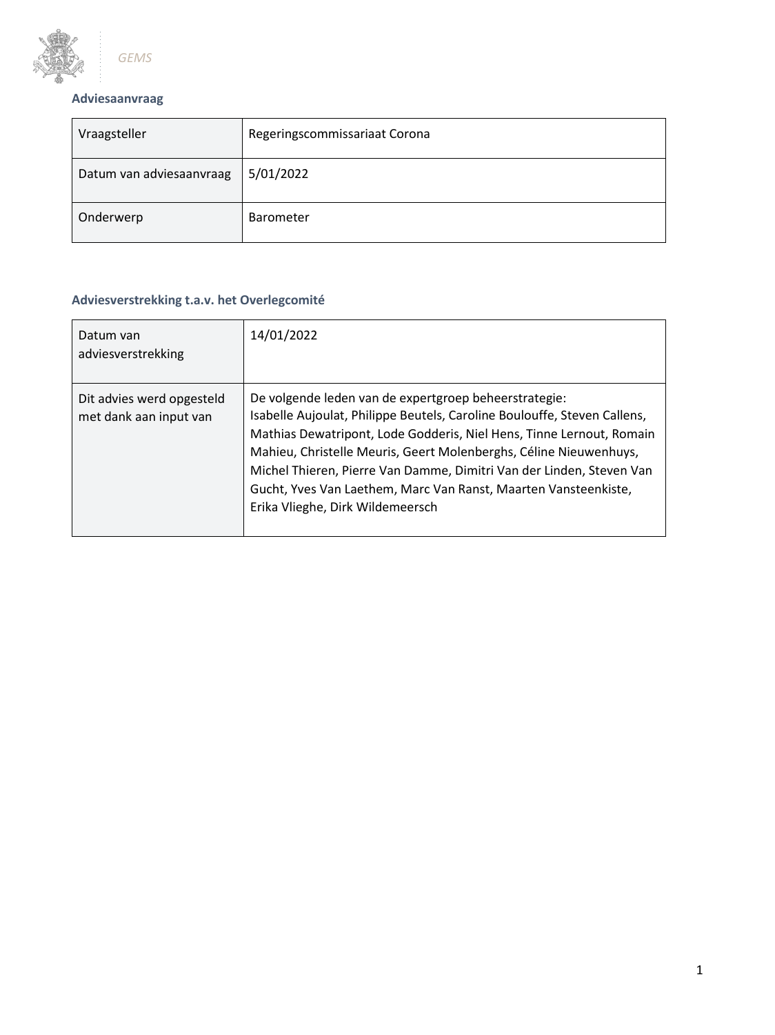GEMS

**Adviesaanvraag**

| Vraagsteller | Regeringscommissariaat Corona |
| --- | --- |
| Datum van adviesaanvraag | 5/01/2022 |
| Onderwerp | Barometer |

**Adviesverstrekking t.a.v. het Overlegcomité**

| Datum van adviesverstrekking | 14/01/2022 |
| --- | --- |
| Dit advies werd opgesteld met dank aan input van | De volgende leden van de expertgroep beheerstrategie: Isabelle Aujoulat, Philippe Beutels, Caroline Boulouffe, Steven Callens, Mathias Dewatripont, Lode Godderis, Niel Hens, Tinne Lernout, Romain Mahieu, Christelle Meuris, Geert Molenberghs, Céline Nieuwenhuys, Michel Thieren, Pierre Van Damme, Dimitri Van der Linden, Steven Van Gucht, Yves Van Laethem, Marc Van Ranst, Maarten Vansteenkiste, Erika Vlieghe, Dirk Wildemeersch |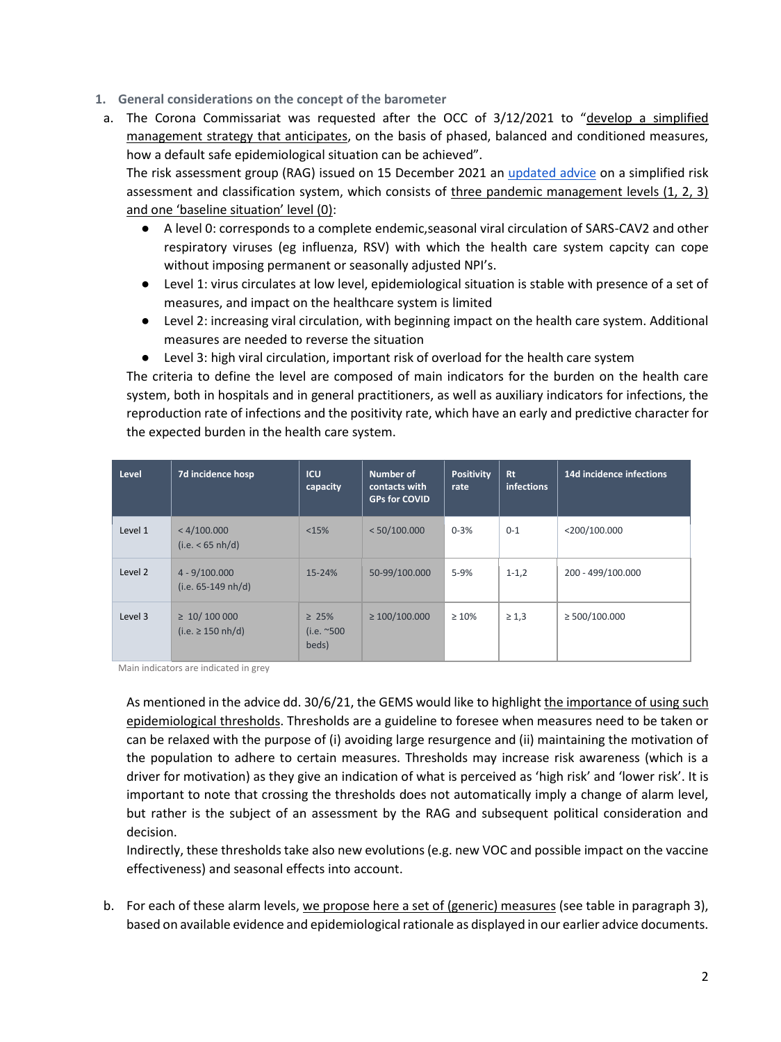## 1. General considerations on the concept of the barometer

a. The Corona Commissariat was requested after the OCC of 3/12/2021 to "develop a simplified management strategy that anticipates, on the basis of phased, balanced and conditioned measures, how a default safe epidemiological situation can be achieved".

The risk assessment group (RAG) issued on 15 December 2021 an updated advice on a simplified risk assessment and classification system, which consists of three pandemic management levels (1, 2, 3) and one 'baseline situation' level (0):

- A level 0: corresponds to a complete endemic,seasonal viral circulation of SARS-CAV2 and other respiratory viruses (eg influenza, RSV) with which the health care system capcity can cope without imposing permanent or seasonally adjusted NPI's.
- Level 1: virus circulates at low level, epidemiological situation is stable with presence of a set of measures, and impact on the healthcare system is limited
- Level 2: increasing viral circulation, with beginning impact on the health care system. Additional measures are needed to reverse the situation
- Level 3: high viral circulation, important risk of overload for the health care system

The criteria to define the level are composed of main indicators for the burden on the health care system, both in hospitals and in general practitioners, as well as auxiliary indicators for infections, the reproduction rate of infections and the positivity rate, which have an early and predictive character for the expected burden in the health care system.

| Level | 7d incidence hosp | ICU capacity | Number of contacts with GPs for COVID | Positivity rate | Rt infections | 14d incidence infections |
|---|---|---|---|---|---|---|
| Level 1 | < 4/100.000 (i.e. < 65 nh/d) | <15% | < 50/100.000 | 0-3% | 0-1 | <200/100.000 |
| Level 2 | 4 - 9/100.000 (i.e. 65-149 nh/d) | 15-24% | 50-99/100.000 | 5-9% | 1-1,2 | 200 - 499/100.000 |
| Level 3 | ≥ 10/ 100 000 (i.e. ≥ 150 nh/d) | ≥ 25% (i.e. ~500 beds) | ≥ 100/100.000 | ≥ 10% | ≥ 1,3 | ≥ 500/100.000 |

Main indicators are indicated in grey

As mentioned in the advice dd. 30/6/21, the GEMS would like to highlight the importance of using such epidemiological thresholds. Thresholds are a guideline to foresee when measures need to be taken or can be relaxed with the purpose of (i) avoiding large resurgence and (ii) maintaining the motivation of the population to adhere to certain measures. Thresholds may increase risk awareness (which is a driver for motivation) as they give an indication of what is perceived as 'high risk' and 'lower risk'. It is important to note that crossing the thresholds does not automatically imply a change of alarm level, but rather is the subject of an assessment by the RAG and subsequent political consideration and decision.

Indirectly, these thresholds take also new evolutions (e.g. new VOC and possible impact on the vaccine effectiveness) and seasonal effects into account.

b. For each of these alarm levels, we propose here a set of (generic) measures (see table in paragraph 3), based on available evidence and epidemiological rationale as displayed in our earlier advice documents.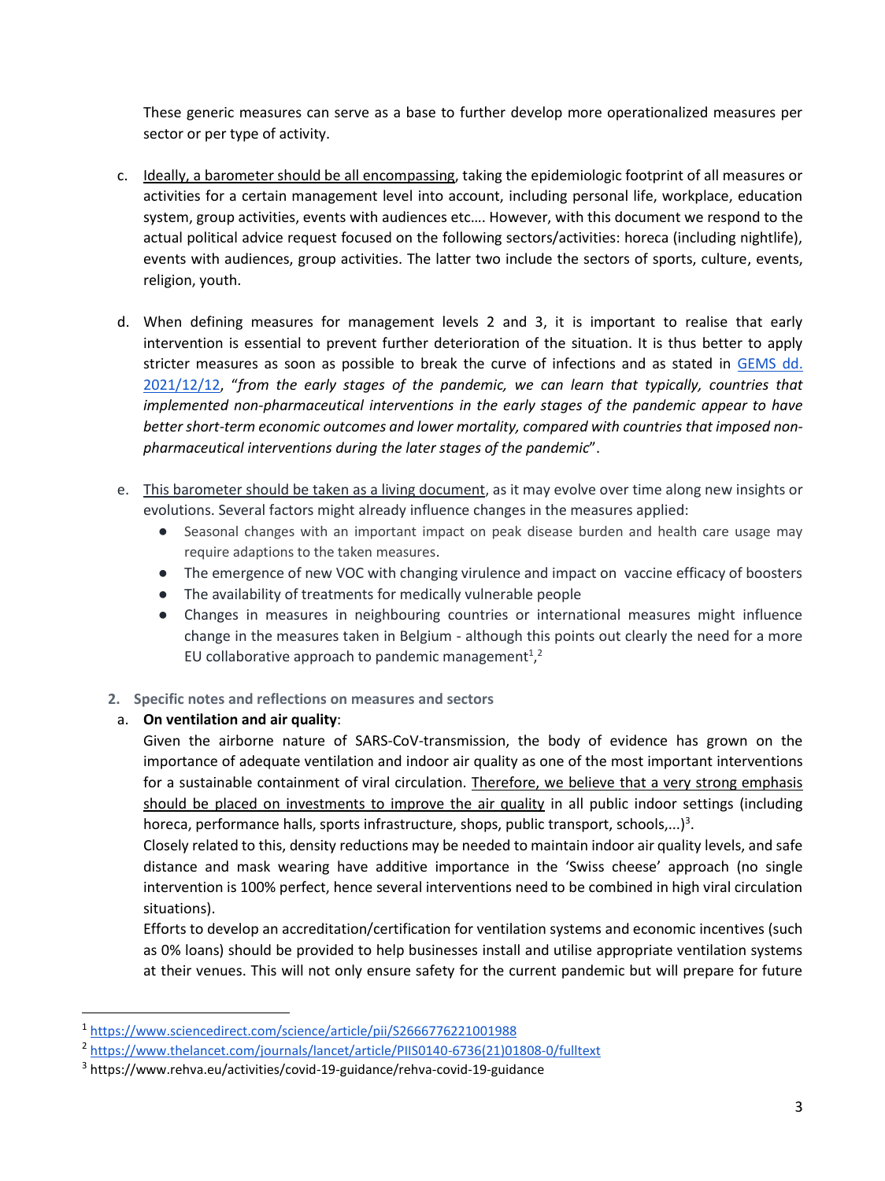These generic measures can serve as a base to further develop more operationalized measures per sector or per type of activity.

c. <u>Ideally, a barometer should be all encompassing</u>, taking the epidemiologic footprint of all measures or activities for a certain management level into account, including personal life, workplace, education system, group activities, events with audiences etc…. However, with this document we respond to the actual political advice request focused on the following sectors/activities: horeca (including nightlife), events with audiences, group activities. The latter two include the sectors of sports, culture, events, religion, youth.

d. When defining measures for management levels 2 and 3, it is important to realise that early intervention is essential to prevent further deterioration of the situation. It is thus better to apply stricter measures as soon as possible to break the curve of infections and as stated in [GEMS dd. 2021/12/12](), "*from the early stages of the pandemic, we can learn that typically, countries that implemented non-pharmaceutical interventions in the early stages of the pandemic appear to have better short-term economic outcomes and lower mortality, compared with countries that imposed non-pharmaceutical interventions during the later stages of the pandemic*".

e. <u>This barometer should be taken as a living document</u>, as it may evolve over time along new insights or evolutions. Several factors might already influence changes in the measures applied:
   - Seasonal changes with an important impact on peak disease burden and health care usage may require adaptions to the taken measures.
   - The emergence of new VOC with changing virulence and impact on vaccine efficacy of boosters
   - The availability of treatments for medically vulnerable people
   - Changes in measures in neighbouring countries or international measures might influence change in the measures taken in Belgium - although this points out clearly the need for a more EU collaborative approach to pandemic management[1],[2]

**2. Specific notes and reflections on measures and sectors**

a. **On ventilation and air quality**:
Given the airborne nature of SARS-CoV-transmission, the body of evidence has grown on the importance of adequate ventilation and indoor air quality as one of the most important interventions for a sustainable containment of viral circulation. <u>Therefore, we believe that a very strong emphasis should be placed on investments to improve the air quality</u> in all public indoor settings (including horeca, performance halls, sports infrastructure, shops, public transport, schools,...)[3].
Closely related to this, density reductions may be needed to maintain indoor air quality levels, and safe distance and mask wearing have additive importance in the 'Swiss cheese' approach (no single intervention is 100% perfect, hence several interventions need to be combined in high viral circulation situations).
Efforts to develop an accreditation/certification for ventilation systems and economic incentives (such as 0% loans) should be provided to help businesses install and utilise appropriate ventilation systems at their venues. This will not only ensure safety for the current pandemic but will prepare for future

---

[1] https://www.sciencedirect.com/science/article/pii/S2666776221001988

[2] https://www.thelancet.com/journals/lancet/article/PIIS0140-6736(21)01808-0/fulltext

[3] https://www.rehva.eu/activities/covid-19-guidance/rehva-covid-19-guidance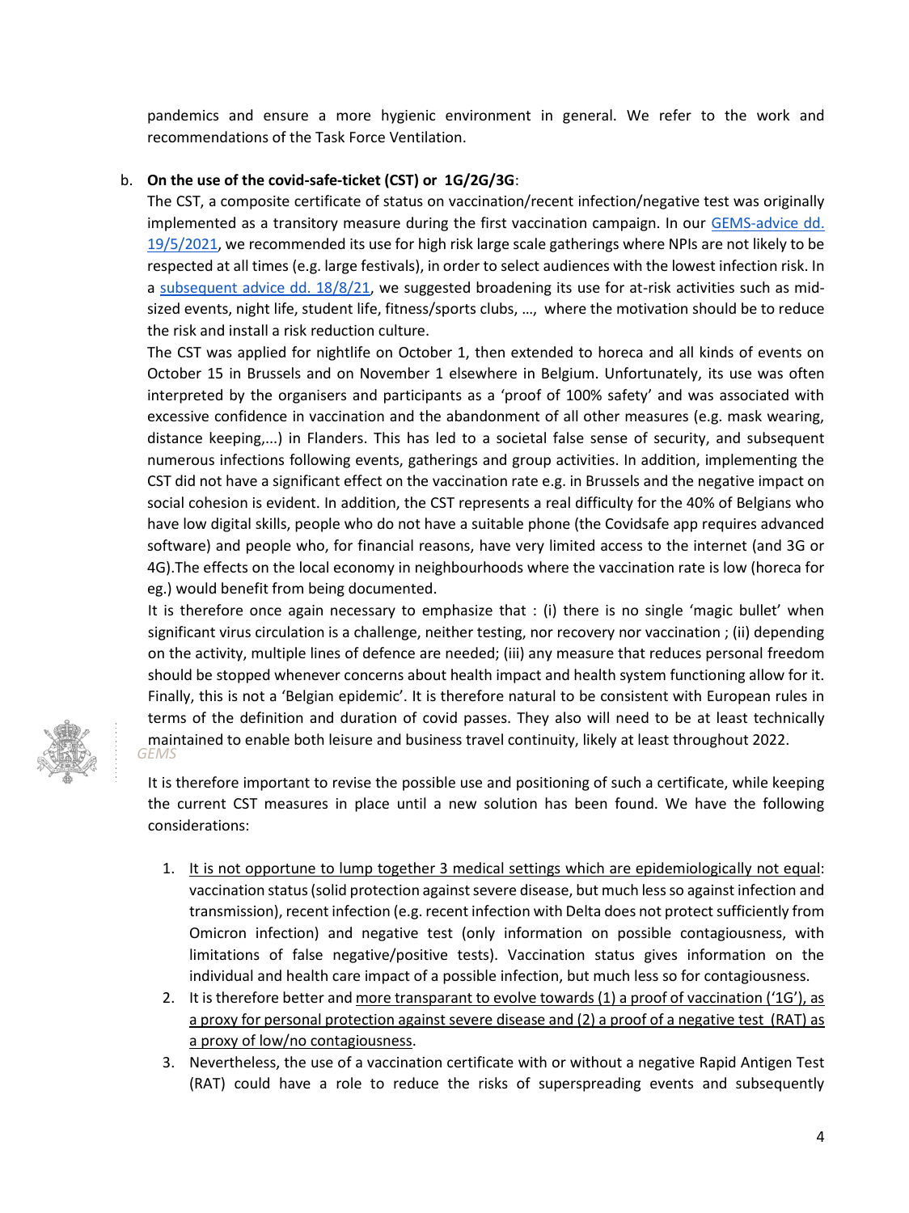pandemics and ensure a more hygienic environment in general. We refer to the work and recommendations of the Task Force Ventilation.

b. **On the use of the covid-safe-ticket (CST) or 1G/2G/3G**:

The CST, a composite certificate of status on vaccination/recent infection/negative test was originally implemented as a transitory measure during the first vaccination campaign. In our GEMS-advice dd. 19/5/2021, we recommended its use for high risk large scale gatherings where NPIs are not likely to be respected at all times (e.g. large festivals), in order to select audiences with the lowest infection risk. In a subsequent advice dd. 18/8/21, we suggested broadening its use for at-risk activities such as mid-sized events, night life, student life, fitness/sports clubs, …, where the motivation should be to reduce the risk and install a risk reduction culture.

The CST was applied for nightlife on October 1, then extended to horeca and all kinds of events on October 15 in Brussels and on November 1 elsewhere in Belgium. Unfortunately, its use was often interpreted by the organisers and participants as a 'proof of 100% safety' and was associated with excessive confidence in vaccination and the abandonment of all other measures (e.g. mask wearing, distance keeping,...) in Flanders. This has led to a societal false sense of security, and subsequent numerous infections following events, gatherings and group activities. In addition, implementing the CST did not have a significant effect on the vaccination rate e.g. in Brussels and the negative impact on social cohesion is evident. In addition, the CST represents a real difficulty for the 40% of Belgians who have low digital skills, people who do not have a suitable phone (the Covidsafe app requires advanced software) and people who, for financial reasons, have very limited access to the internet (and 3G or 4G).The effects on the local economy in neighbourhoods where the vaccination rate is low (horeca for eg.) would benefit from being documented.

It is therefore once again necessary to emphasize that : (i) there is no single 'magic bullet' when significant virus circulation is a challenge, neither testing, nor recovery nor vaccination ; (ii) depending on the activity, multiple lines of defence are needed; (iii) any measure that reduces personal freedom should be stopped whenever concerns about health impact and health system functioning allow for it. Finally, this is not a 'Belgian epidemic'. It is therefore natural to be consistent with European rules in terms of the definition and duration of covid passes. They also will need to be at least technically maintained to enable both leisure and business travel continuity, likely at least throughout 2022.

It is therefore important to revise the possible use and positioning of such a certificate, while keeping the current CST measures in place until a new solution has been found. We have the following considerations:

1. <u>It is not opportune to lump together 3 medical settings which are epidemiologically not equal</u>: vaccination status (solid protection against severe disease, but much less so against infection and transmission), recent infection (e.g. recent infection with Delta does not protect sufficiently from Omicron infection) and negative test (only information on possible contagiousness, with limitations of false negative/positive tests). Vaccination status gives information on the individual and health care impact of a possible infection, but much less so for contagiousness.
2. It is therefore better and <u>more transparant to evolve towards (1) a proof of vaccination ('1G'), as a proxy for personal protection against severe disease and (2) a proof of a negative test (RAT) as a proxy of low/no contagiousness</u>.
3. Nevertheless, the use of a vaccination certificate with or without a negative Rapid Antigen Test (RAT) could have a role to reduce the risks of superspreading events and subsequently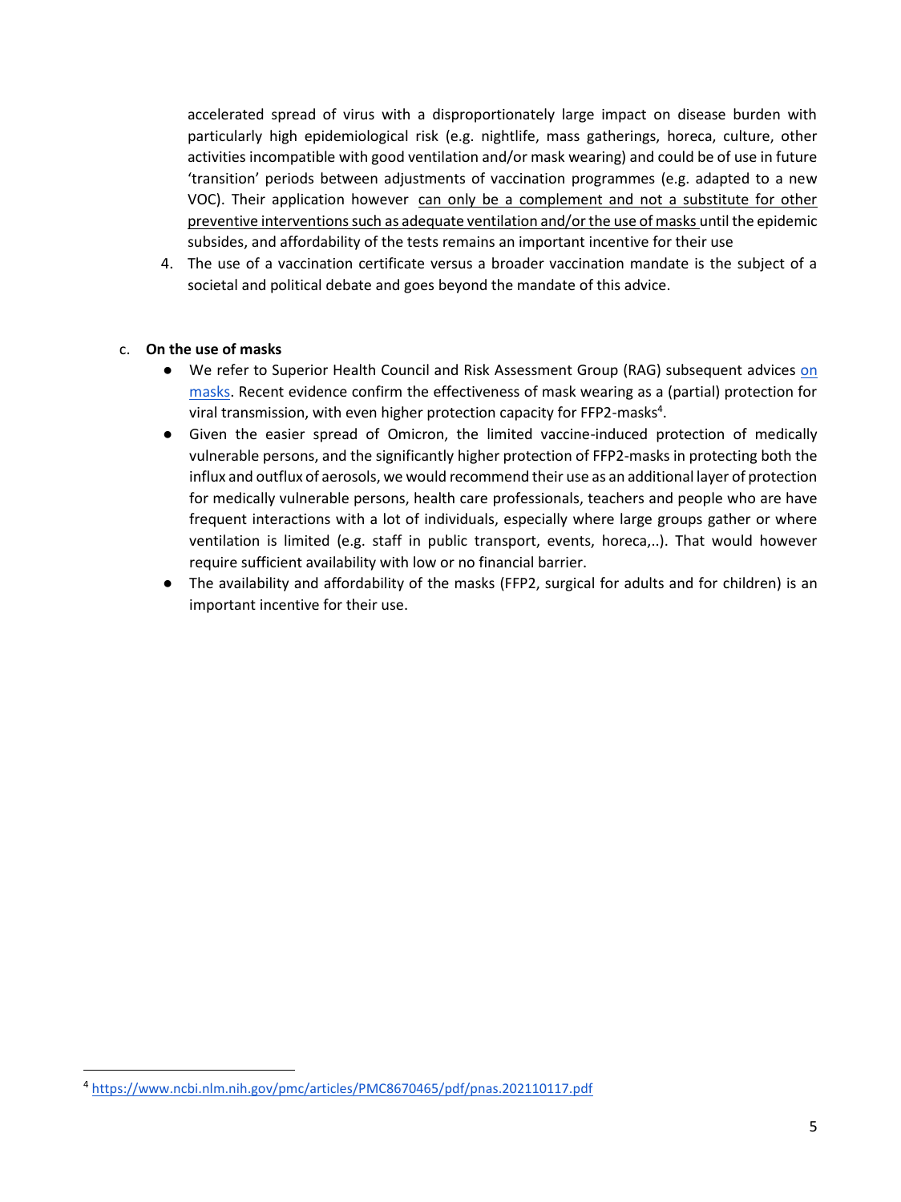accelerated spread of virus with a disproportionately large impact on disease burden with particularly high epidemiological risk (e.g. nightlife, mass gatherings, horeca, culture, other activities incompatible with good ventilation and/or mask wearing) and could be of use in future 'transition' periods between adjustments of vaccination programmes (e.g. adapted to a new VOC). Their application however can only be a complement and not a substitute for other preventive interventions such as adequate ventilation and/or the use of masks until the epidemic subsides, and affordability of the tests remains an important incentive for their use

4. The use of a vaccination certificate versus a broader vaccination mandate is the subject of a societal and political debate and goes beyond the mandate of this advice.

c. **On the use of masks**

- We refer to Superior Health Council and Risk Assessment Group (RAG) subsequent advices on masks. Recent evidence confirm the effectiveness of mask wearing as a (partial) protection for viral transmission, with even higher protection capacity for FFP2-masks[4].
- Given the easier spread of Omicron, the limited vaccine-induced protection of medically vulnerable persons, and the significantly higher protection of FFP2-masks in protecting both the influx and outflux of aerosols, we would recommend their use as an additional layer of protection for medically vulnerable persons, health care professionals, teachers and people who are have frequent interactions with a lot of individuals, especially where large groups gather or where ventilation is limited (e.g. staff in public transport, events, horeca,..). That would however require sufficient availability with low or no financial barrier.
- The availability and affordability of the masks (FFP2, surgical for adults and for children) is an important incentive for their use.

[4] https://www.ncbi.nlm.nih.gov/pmc/articles/PMC8670465/pdf/pnas.202110117.pdf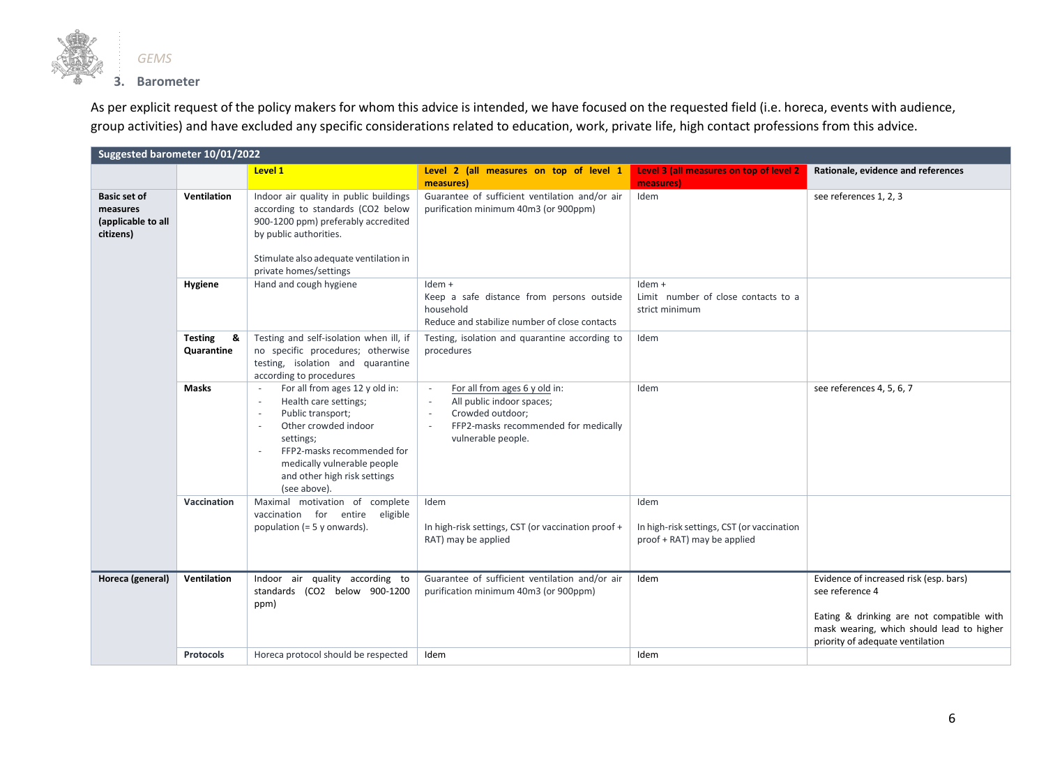## 3. Barometer

As per explicit request of the policy makers for whom this advice is intended, we have focused on the requested field (i.e. horeca, events with audience, group activities) and have excluded any specific considerations related to education, work, private life, high contact professions from this advice.

| Suggested barometer 10/01/2022 | | | | | |
|---|---|---|---|---|---|
| | | **Level 1** | **Level 2 (all measures on top of level 1 measures)** | **Level 3 (all measures on top of level 2 measures)** | **Rationale, evidence and references** |
| **Basic set of measures (applicable to all citizens)** | **Ventilation** | Indoor air quality in public buildings according to standards ($CO_2$ below 900-1200 ppm) preferably accredited by public authorities.<br><br>Stimulate also adequate ventilation in private homes/settings | Guarantee of sufficient ventilation and/or air purification minimum 40m3 (or 900ppm) | Idem | see references 1, 2, 3 |
| | **Hygiene** | Hand and cough hygiene | Idem +<br>Keep a safe distance from persons outside household<br>Reduce and stabilize number of close contacts | Idem +<br>Limit number of close contacts to a strict minimum | |
| | **Testing & Quarantine** | Testing and self-isolation when ill, if no specific procedures; otherwise testing, isolation and quarantine according to procedures | Testing, isolation and quarantine according to procedures | Idem | |
| | **Masks** | - For all from ages 12 y old in:<br>- Health care settings;<br>- Public transport;<br>- Other crowded indoor settings;<br>- FFP2-masks recommended for medically vulnerable people and other high risk settings (see above). | - For all from ages 6 y old in:<br>- All public indoor spaces;<br>- Crowded outdoor;<br>- FFP2-masks recommended for medically vulnerable people. | Idem | see references 4, 5, 6, 7 |
| | **Vaccination** | Maximal motivation of complete vaccination for entire eligible population (= 5 y onwards). | Idem<br><br>In high-risk settings, CST (or vaccination proof + RAT) may be applied | Idem<br><br>In high-risk settings, CST (or vaccination proof + RAT) may be applied | |
| **Horeca (general)** | **Ventilation** | Indoor air quality according to standards ($CO_2$ below 900-1200 ppm) | Guarantee of sufficient ventilation and/or air purification minimum 40m3 (or 900ppm) | Idem | Evidence of increased risk (esp. bars)<br>see reference 4<br><br>Eating & drinking are not compatible with mask wearing, which should lead to higher priority of adequate ventilation |
| | **Protocols** | Horeca protocol should be respected | Idem | Idem | |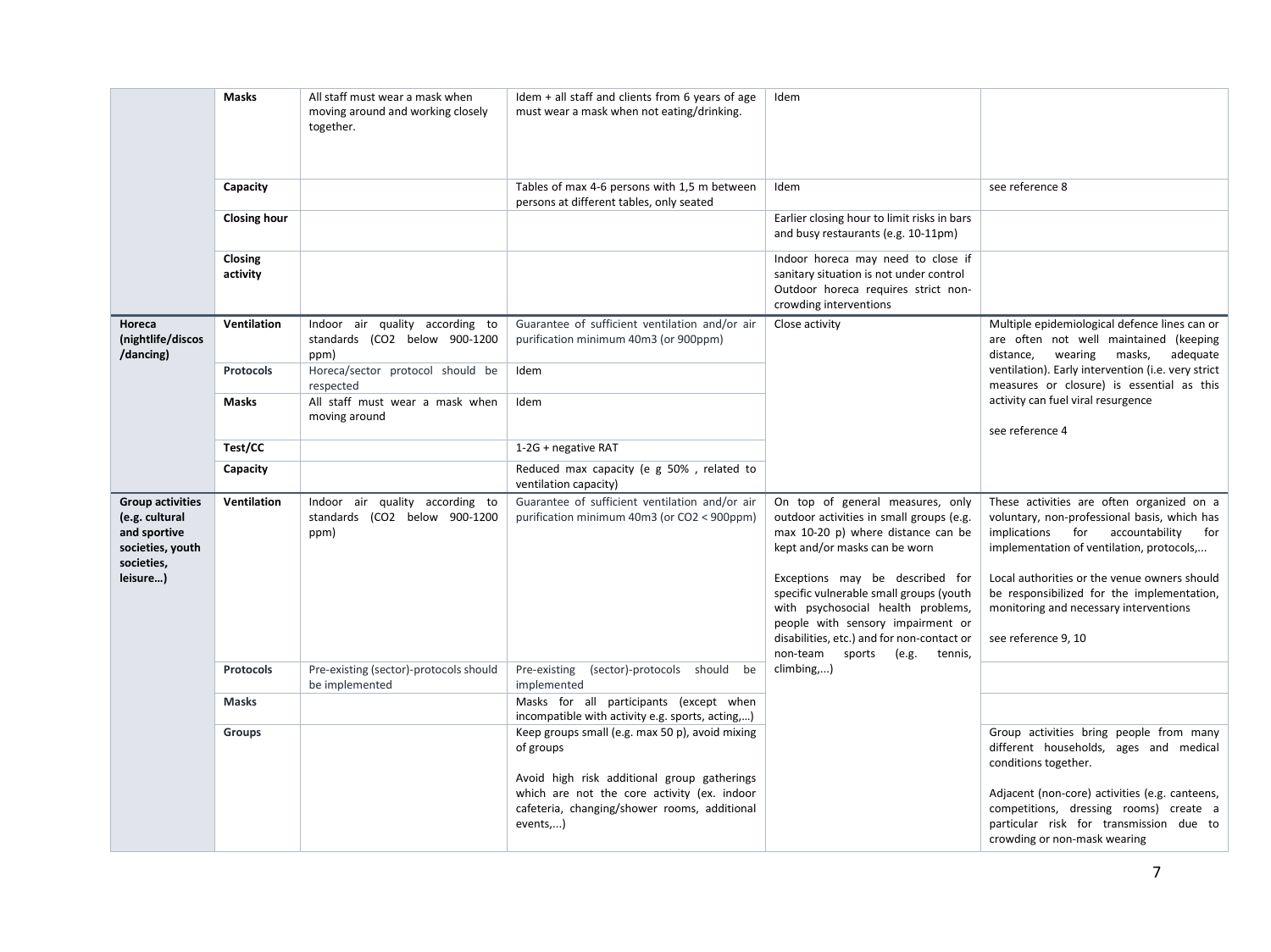| | | | | | |
|---|---|---|---|---|---|
| | **Masks** | All staff must wear a mask when moving around and working closely together. | Idem + all staff and clients from 6 years of age must wear a mask when not eating/drinking. | Idem | |
| | **Capacity** | | Tables of max 4-6 persons with 1,5 m between persons at different tables, only seated | Idem | see reference 8 |
| | **Closing hour** | | | Earlier closing hour to limit risks in bars and busy restaurants (e.g. 10-11pm) | |
| | **Closing activity** | | | Indoor horeca may need to close if sanitary situation is not under control Outdoor horeca requires strict non-crowding interventions | |
| **Horeca (nightlife/discos /dancing)** | **Ventilation** | Indoor air quality according to standards ($CO_2$ below 900-1200 ppm) | Guarantee of sufficient ventilation and/or air purification minimum 40m3 (or 900ppm) | Close activity | Multiple epidemiological defence lines can or are often not well maintained (keeping distance, wearing masks, adequate ventilation). Early intervention (i.e. very strict measures or closure) is essential as this activity can fuel viral resurgence<br><br>see reference 4 |
| | **Protocols** | Horeca/sector protocol should be respected | Idem | | |
| | **Masks** | All staff must wear a mask when moving around | Idem | | |
| | **Test/CC** | | 1-2G + negative RAT | | |
| | **Capacity** | | Reduced max capacity (e g 50% , related to ventilation capacity) | | |
| **Group activities (e.g. cultural and sportive societies, youth societies, leisure…)** | **Ventilation** | Indoor air quality according to standards ($CO_2$ below 900-1200 ppm) | Guarantee of sufficient ventilation and/or air purification minimum 40m3 (or $CO_2$ < 900ppm) | On top of general measures, only outdoor activities in small groups (e.g. max 10-20 p) where distance can be kept and/or masks can be worn<br><br>Exceptions may be described for specific vulnerable small groups (youth with psychosocial health problems, people with sensory impairment or disabilities, etc.) and for non-contact or non-team sports (e.g. tennis, climbing,...) | These activities are often organized on a voluntary, non-professional basis, which has implications for accountability for implementation of ventilation, protocols,...<br><br>Local authorities or the venue owners should be responsibilized for the implementation, monitoring and necessary interventions<br><br>see reference 9, 10 |
| | **Protocols** | Pre-existing (sector)-protocols should be implemented | Pre-existing (sector)-protocols should be implemented | | |
| | **Masks** | | Masks for all participants (except when incompatible with activity e.g. sports, acting,…) | | |
| | **Groups** | | Keep groups small (e.g. max 50 p), avoid mixing of groups<br><br>Avoid high risk additional group gatherings which are not the core activity (ex. indoor cafeteria, changing/shower rooms, additional events,...) | | Group activities bring people from many different households, ages and medical conditions together.<br><br>Adjacent (non-core) activities (e.g. canteens, competitions, dressing rooms) create a particular risk for transmission due to crowding or non-mask wearing |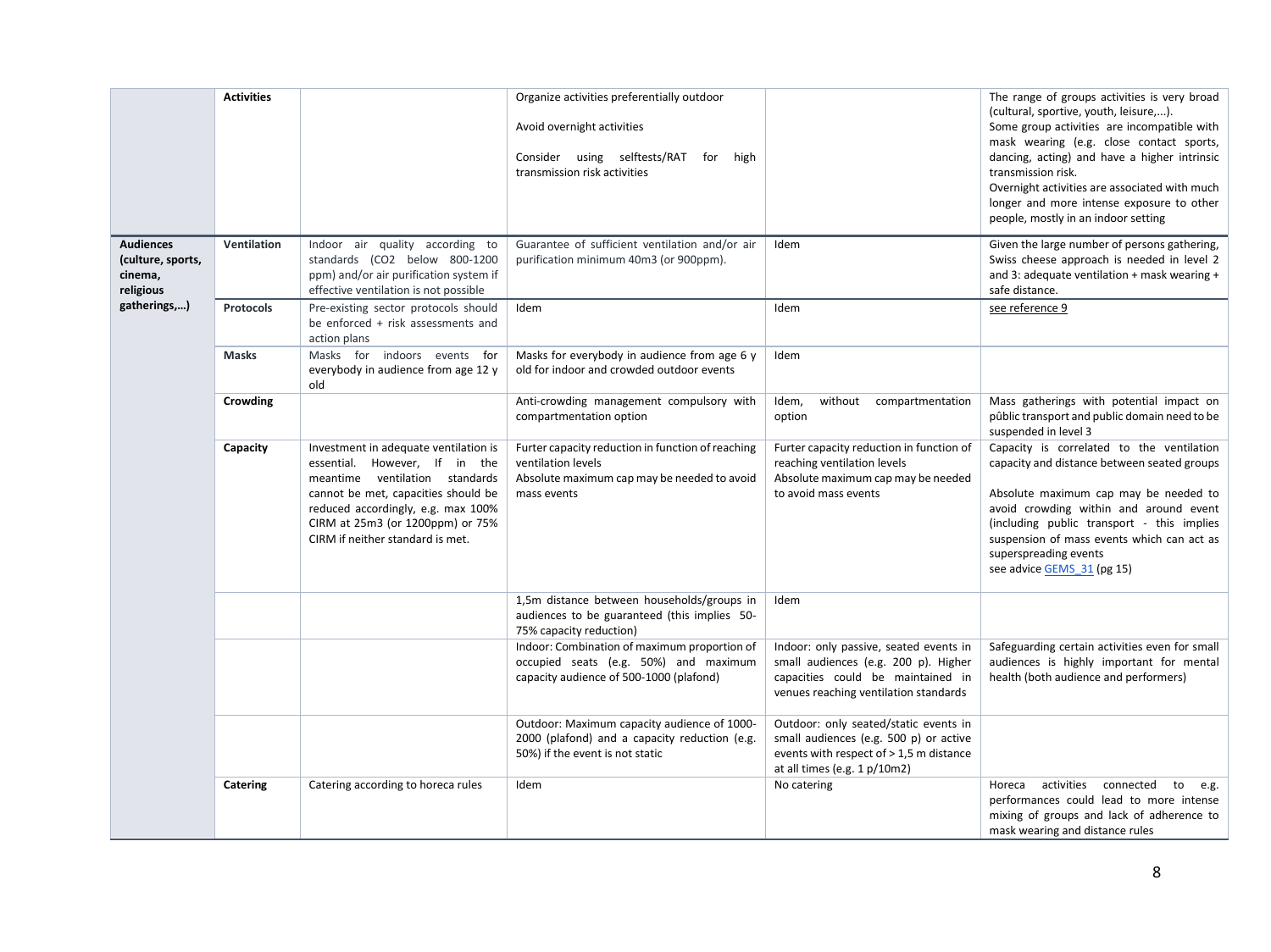| | | | | | |
|---|---|---|---|---|---|
| | **Activities** | | Organize activities preferentially outdoor<br><br>Avoid overnight activities<br><br>Consider using selftests/RAT for high transmission risk activities | | The range of groups activities is very broad (cultural, sportive, youth, leisure,...).<br>Some group activities are incompatible with mask wearing (e.g. close contact sports, dancing, acting) and have a higher intrinsic transmission risk.<br>Overnight activities are associated with much longer and more intense exposure to other people, mostly in an indoor setting |
| **Audiences (culture, sports, cinema, religious gatherings,…)** | **Ventilation** | Indoor air quality according to standards ($CO_2$ below 800-1200 ppm) and/or air purification system if effective ventilation is not possible | Guarantee of sufficient ventilation and/or air purification minimum 40m3 (or 900ppm). | Idem | Given the large number of persons gathering, Swiss cheese approach is needed in level 2 and 3: adequate ventilation + mask wearing + safe distance. |
| | **Protocols** | Pre-existing sector protocols should be enforced + risk assessments and action plans | Idem | Idem | see reference 9 |
| | **Masks** | Masks for indoors events for everybody in audience from age 12 y old | Masks for everybody in audience from age 6 y old for indoor and crowded outdoor events | Idem | |
| | **Crowding** | | Anti-crowding management compulsory with compartmentation option | Idem, without compartmentation option | Mass gatherings with potential impact on pûblic transport and public domain need to be suspended in level 3 |
| | **Capacity** | Investment in adequate ventilation is essential. However, If in the meantime ventilation standards cannot be met, capacities should be reduced accordingly, e.g. max 100% CIRM at 25m3 (or 1200ppm) or 75% CIRM if neither standard is met. | Furter capacity reduction in function of reaching ventilation levels<br>Absolute maximum cap may be needed to avoid mass events | Furter capacity reduction in function of reaching ventilation levels<br>Absolute maximum cap may be needed to avoid mass events | Capacity is correlated to the ventilation capacity and distance between seated groups<br><br>Absolute maximum cap may be needed to avoid crowding within and around event (including public transport - this implies suspension of mass events which can act as superspreading events<br>see advice GEMS_31 (pg 15) |
| | | | 1,5m distance between households/groups in audiences to be guaranteed (this implies 50-75% capacity reduction) | Idem | |
| | | | Indoor: Combination of maximum proportion of occupied seats (e.g. 50%) and maximum capacity audience of 500-1000 (plafond) | Indoor: only passive, seated events in small audiences (e.g. 200 p). Higher capacities could be maintained in venues reaching ventilation standards | Safeguarding certain activities even for small audiences is highly important for mental health (both audience and performers) |
| | | | Outdoor: Maximum capacity audience of 1000-2000 (plafond) and a capacity reduction (e.g. 50%) if the event is not static | Outdoor: only seated/static events in small audiences (e.g. 500 p) or active events with respect of > 1,5 m distance at all times (e.g. 1 p/10m2) | |
| | **Catering** | Catering according to horeca rules | Idem | No catering | Horeca activities connected to e.g. performances could lead to more intense mixing of groups and lack of adherence to mask wearing and distance rules |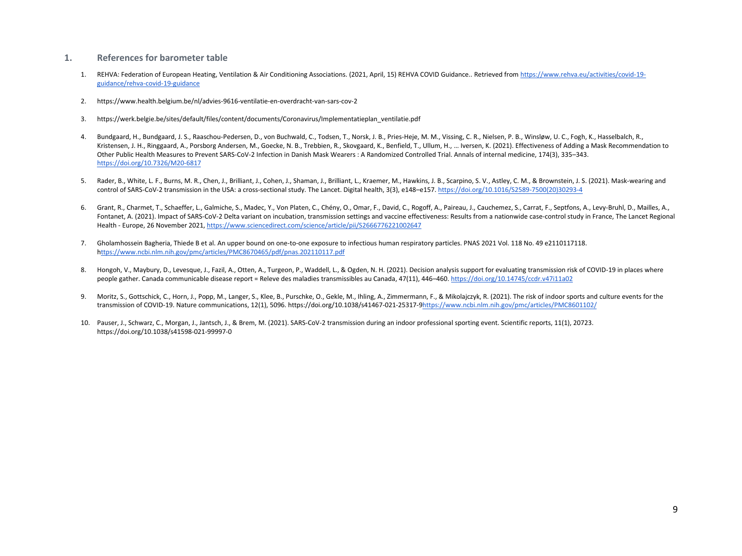## 1. References for barometer table

1. REHVA: Federation of European Heating, Ventilation & Air Conditioning Associations. (2021, April, 15) REHVA COVID Guidance.. Retrieved from https://www.rehva.eu/activities/covid-19-guidance/rehva-covid-19-guidance

2. https://www.health.belgium.be/nl/advies-9616-ventilatie-en-overdracht-van-sars-cov-2

3. https://werk.belgie.be/sites/default/files/content/documents/Coronavirus/Implementatieplan_ventilatie.pdf

4. Bundgaard, H., Bundgaard, J. S., Raaschou-Pedersen, D., von Buchwald, C., Todsen, T., Norsk, J. B., Pries-Heje, M. M., Vissing, C. R., Nielsen, P. B., Winsløw, U. C., Fogh, K., Hasselbalch, R., Kristensen, J. H., Ringgaard, A., Porsborg Andersen, M., Goecke, N. B., Trebbien, R., Skovgaard, K., Benfield, T., Ullum, H., … Iversen, K. (2021). Effectiveness of Adding a Mask Recommendation to Other Public Health Measures to Prevent SARS-CoV-2 Infection in Danish Mask Wearers : A Randomized Controlled Trial. Annals of internal medicine, 174(3), 335–343. https://doi.org/10.7326/M20-6817

5. Rader, B., White, L. F., Burns, M. R., Chen, J., Brilliant, J., Cohen, J., Shaman, J., Brilliant, L., Kraemer, M., Hawkins, J. B., Scarpino, S. V., Astley, C. M., & Brownstein, J. S. (2021). Mask-wearing and control of SARS-CoV-2 transmission in the USA: a cross-sectional study. The Lancet. Digital health, 3(3), e148–e157. https://doi.org/10.1016/S2589-7500(20)30293-4

6. Grant, R., Charmet, T., Schaeffer, L., Galmiche, S., Madec, Y., Von Platen, C., Chény, O., Omar, F., David, C., Rogoff, A., Paireau, J., Cauchemez, S., Carrat, F., Septfons, A., Levy-Bruhl, D., Mailles, A., Fontanet, A. (2021). Impact of SARS-CoV-2 Delta variant on incubation, transmission settings and vaccine effectiveness: Results from a nationwide case-control study in France, The Lancet Regional Health - Europe, 26 November 2021, https://www.sciencedirect.com/science/article/pii/S2666776221002647

7. Gholamhossein Bagheria, Thiede B et al. An upper bound on one-to-one exposure to infectious human respiratory particles. PNAS 2021 Vol. 118 No. 49 e2110117118. https://www.ncbi.nlm.nih.gov/pmc/articles/PMC8670465/pdf/pnas.202110117.pdf

8. Hongoh, V., Maybury, D., Levesque, J., Fazil, A., Otten, A., Turgeon, P., Waddell, L., & Ogden, N. H. (2021). Decision analysis support for evaluating transmission risk of COVID-19 in places where people gather. Canada communicable disease report = Releve des maladies transmissibles au Canada, 47(11), 446–460. https://doi.org/10.14745/ccdr.v47i11a02

9. Moritz, S., Gottschick, C., Horn, J., Popp, M., Langer, S., Klee, B., Purschke, O., Gekle, M., Ihling, A., Zimmermann, F., & Mikolajczyk, R. (2021). The risk of indoor sports and culture events for the transmission of COVID-19. Nature communications, 12(1), 5096. https://doi.org/10.1038/s41467-021-25317-9https://www.ncbi.nlm.nih.gov/pmc/articles/PMC8601102/

10. Pauser, J., Schwarz, C., Morgan, J., Jantsch, J., & Brem, M. (2021). SARS-CoV-2 transmission during an indoor professional sporting event. Scientific reports, 11(1), 20723. https://doi.org/10.1038/s41598-021-99997-0